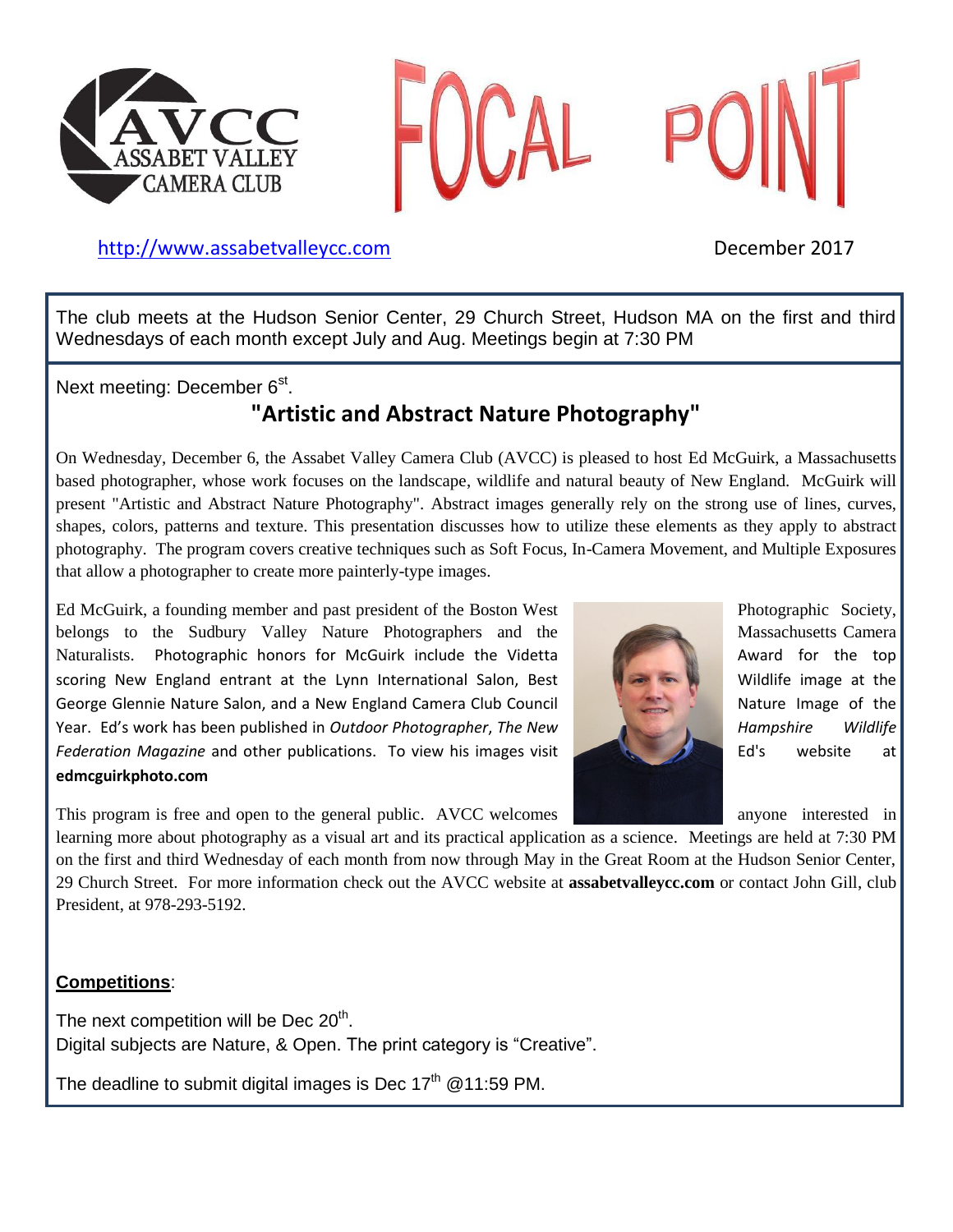# FOCAL POINT

AVCC ASSABET VALLEY CAMERA CLUB

http://www.assabetvalleycc.com

December 2017

The club meets at the Hudson Senior Center, 29 Church Street, Hudson MA on the first and third Wednesdays of each month except July and Aug. Meetings begin at 7:30 PM

Next meeting: December 6st.

## "Artistic and Abstract Nature Photography"

On Wednesday, December 6, the Assabet Valley Camera Club (AVCC) is pleased to host Ed McGuirk, a Massachusetts based photographer, whose work focuses on the landscape, wildlife and natural beauty of New England. McGuirk will present "Artistic and Abstract Nature Photography". Abstract images generally rely on the strong use of lines, curves, shapes, colors, patterns and texture. This presentation discusses how to utilize these elements as they apply to abstract photography. The program covers creative techniques such as Soft Focus, In-Camera Movement, and Multiple Exposures that allow a photographer to create more painterly-type images.

Ed McGuirk, a founding member and past president of the Boston West Photographic Society, belongs to the Sudbury Valley Nature Photographers and the Massachusetts Camera Naturalists. Photographic honors for McGuirk include the Videtta Award for the top scoring New England entrant at the Lynn International Salon, Best Wildlife image at the George Glennie Nature Salon, and a New England Camera Club Council Nature Image of the Year. Ed's work has been published in *Outdoor Photographer*, *The New Hampshire Wildlife Federation Magazine* and other publications. To view his images visit Ed's website at **edmcguirkphoto.com**

This program is free and open to the general public. AVCC welcomes anyone interested in learning more about photography as a visual art and its practical application as a science. Meetings are held at 7:30 PM on the first and third Wednesday of each month from now through May in the Great Room at the Hudson Senior Center, 29 Church Street. For more information check out the AVCC website at **assabetvalleycc.com** or contact John Gill, club President, at 978-293-5192.

**Competitions**:

The next competition will be Dec 20th.
Digital subjects are Nature, & Open. The print category is "Creative".

The deadline to submit digital images is Dec 17th @11:59 PM.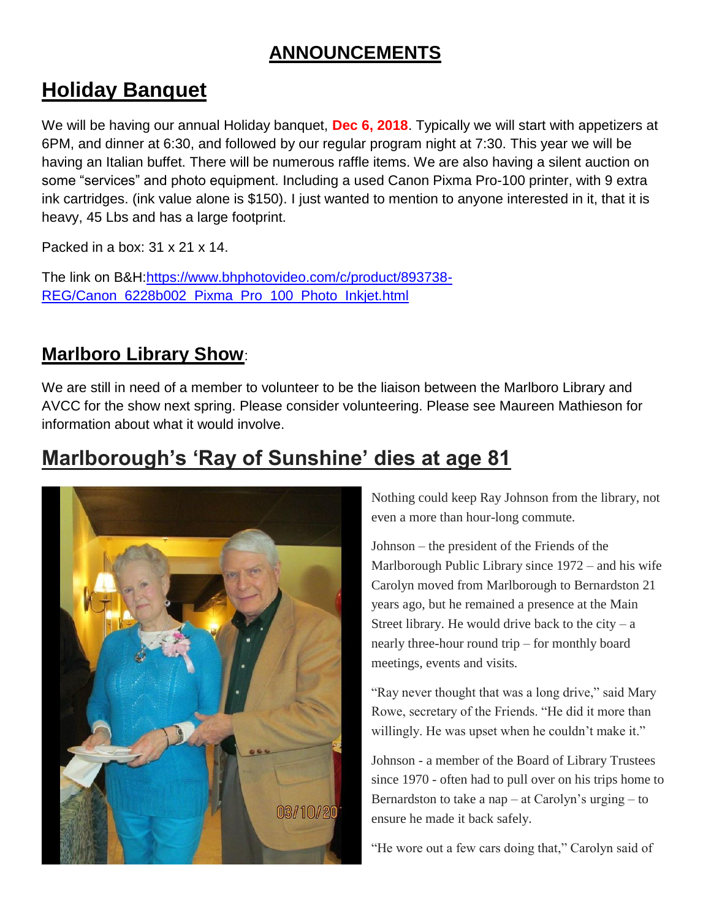# ANNOUNCEMENTS

## Holiday Banquet

We will be having our annual Holiday banquet, **Dec 6, 2018**. Typically we will start with appetizers at 6PM, and dinner at 6:30, and followed by our regular program night at 7:30. This year we will be having an Italian buffet. There will be numerous raffle items. We are also having a silent auction on some "services" and photo equipment. Including a used Canon Pixma Pro-100 printer, with 9 extra ink cartridges. (ink value alone is $150). I just wanted to mention to anyone interested in it, that it is heavy, 45 Lbs and has a large footprint.

Packed in a box: 31 x 21 x 14.

The link on B&H:[https://www.bhphotovideo.com/c/product/893738-REG/Canon_6228b002_Pixma_Pro_100_Photo_Inkjet.html](https://www.bhphotovideo.com/c/product/893738-REG/Canon_6228b002_Pixma_Pro_100_Photo_Inkjet.html)

## Marlboro Library Show:

We are still in need of a member to volunteer to be the liaison between the Marlboro Library and AVCC for the show next spring. Please consider volunteering. Please see Maureen Mathieson for information about what it would involve.

## Marlborough's 'Ray of Sunshine' dies at age 81

Nothing could keep Ray Johnson from the library, not even a more than hour-long commute.

Johnson – the president of the Friends of the Marlborough Public Library since 1972 – and his wife Carolyn moved from Marlborough to Bernardston 21 years ago, but he remained a presence at the Main Street library. He would drive back to the city – a nearly three-hour round trip – for monthly board meetings, events and visits.

"Ray never thought that was a long drive," said Mary Rowe, secretary of the Friends. "He did it more than willingly. He was upset when he couldn't make it."

Johnson - a member of the Board of Library Trustees since 1970 - often had to pull over on his trips home to Bernardston to take a nap – at Carolyn's urging – to ensure he made it back safely.

"He wore out a few cars doing that," Carolyn said of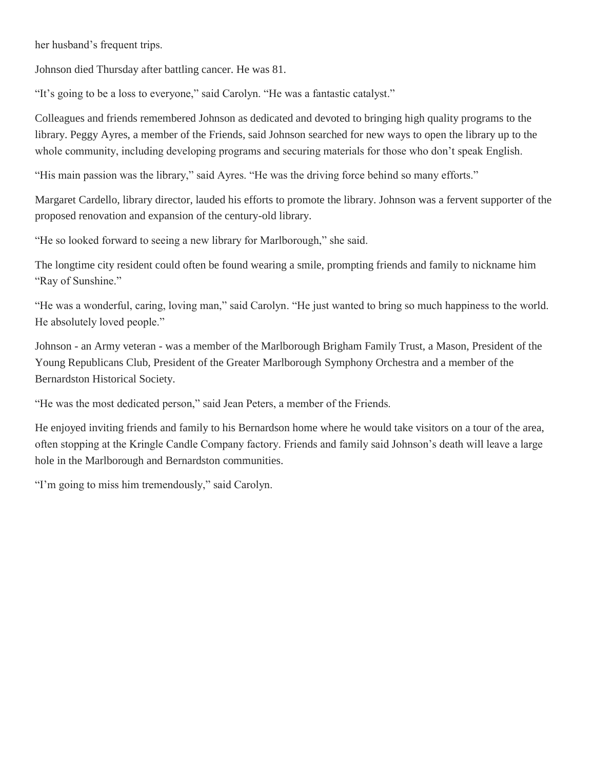her husband’s frequent trips.

Johnson died Thursday after battling cancer. He was 81.

“It’s going to be a loss to everyone,” said Carolyn. “He was a fantastic catalyst.”

Colleagues and friends remembered Johnson as dedicated and devoted to bringing high quality programs to the library. Peggy Ayres, a member of the Friends, said Johnson searched for new ways to open the library up to the whole community, including developing programs and securing materials for those who don’t speak English.

“His main passion was the library,” said Ayres. “He was the driving force behind so many efforts.”

Margaret Cardello, library director, lauded his efforts to promote the library. Johnson was a fervent supporter of the proposed renovation and expansion of the century-old library.

“He so looked forward to seeing a new library for Marlborough,” she said.

The longtime city resident could often be found wearing a smile, prompting friends and family to nickname him “Ray of Sunshine.”

“He was a wonderful, caring, loving man,” said Carolyn. “He just wanted to bring so much happiness to the world. He absolutely loved people.”

Johnson - an Army veteran - was a member of the Marlborough Brigham Family Trust, a Mason, President of the Young Republicans Club, President of the Greater Marlborough Symphony Orchestra and a member of the Bernardston Historical Society.

“He was the most dedicated person,” said Jean Peters, a member of the Friends.

He enjoyed inviting friends and family to his Bernardson home where he would take visitors on a tour of the area, often stopping at the Kringle Candle Company factory. Friends and family said Johnson’s death will leave a large hole in the Marlborough and Bernardston communities.

“I’m going to miss him tremendously,” said Carolyn.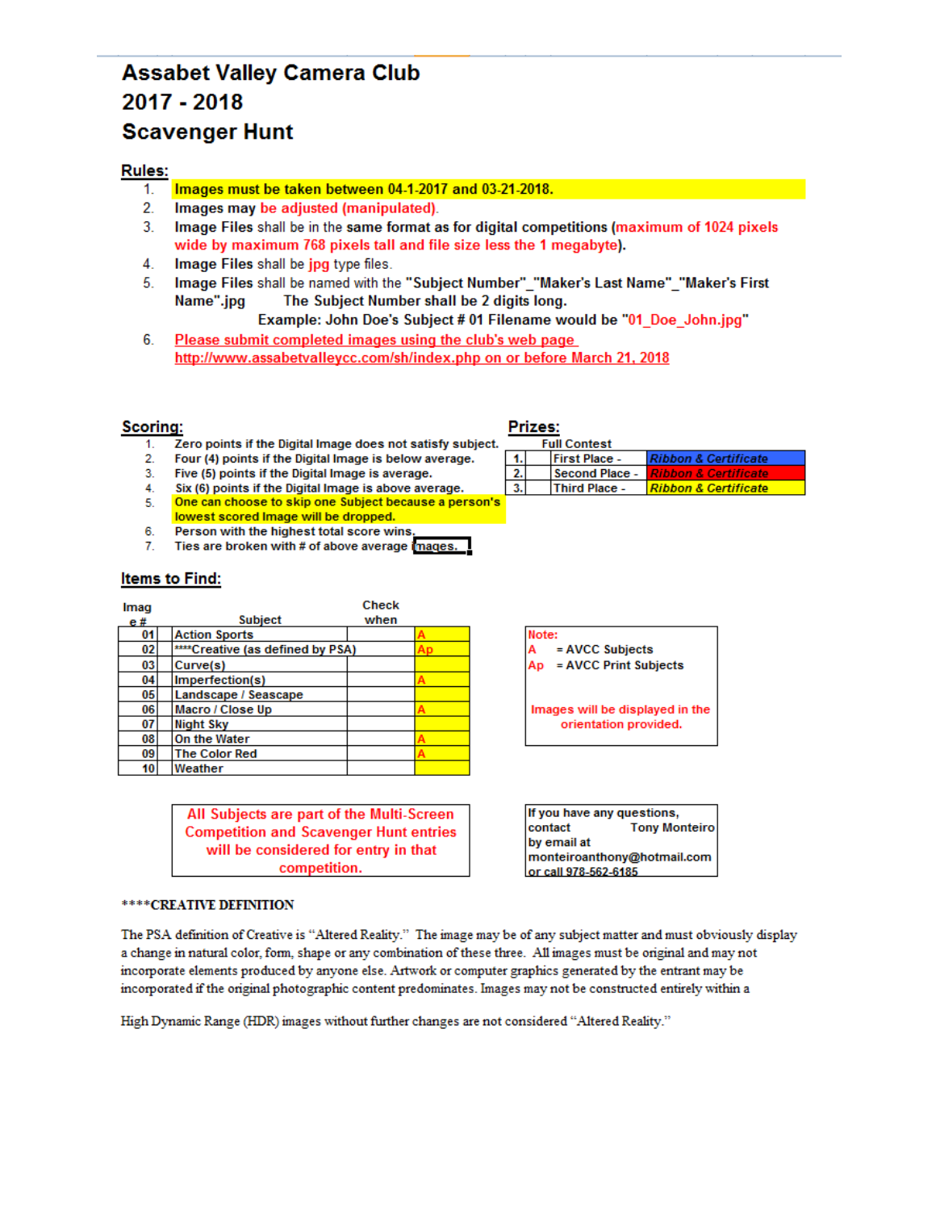# Assabet Valley Camera Club
# 2017 - 2018
# Scavenger Hunt

## Rules:

1. **Images must be taken between 04-1-2017 and 03-21-2018.**
2. **Images may be adjusted (manipulated).**
3. **Image Files** shall be in the **same format** as for digital competitions (**maximum of 1024 pixels wide by maximum 768 pixels tall and file size less the 1 megabyte**).
4. **Image Files** shall be **jpg** type files.
5. **Image Files** shall be named with the **"Subject Number"_"Maker's Last Name"_"Maker's First Name".jpg** **The Subject Number shall be 2 digits long.**
   **Example: John Doe's Subject # 01 Filename would be "01_Doe_John.jpg"**
6. Please submit completed images using the club's web page http://www.assabetvalleycc.com/sh/index.php on or before March 21, 2018

## Scoring:

1. Zero points if the Digital Image does not satisfy subject.
2. Four (4) points if the Digital Image is below average.
3. Five (5) points if the Digital Image is average.
4. Six (6) points if the Digital Image is above average.
5. One can choose to skip one Subject because a person's lowest scored Image will be dropped.
6. Person with the highest total score wins.
7. Ties are broken with # of above average images.

## Prizes:

Full Contest

| | | |
|---|---|---|
| 1. | First Place - | *Ribbon & Certificate* |
| 2. | Second Place - | *Ribbon & Certificate* |
| 3. | Third Place - | *Ribbon & Certificate* |

## Items to Find:

| Image # | Subject | Check when | |
|---|---|---|---|
| 01 | Action Sports | | A |
| 02 | ****Creative (as defined by PSA) | | Ap |
| 03 | Curve(s) | | |
| 04 | Imperfection(s) | | A |
| 05 | Landscape / Seascape | | |
| 06 | Macro / Close Up | | A |
| 07 | Night Sky | | |
| 08 | On the Water | | A |
| 09 | The Color Red | | A |
| 10 | Weather | | |

Note:
A = AVCC Subjects
Ap = AVCC Print Subjects

Images will be displayed in the orientation provided.

All Subjects are part of the Multi-Screen Competition and Scavenger Hunt entries will be considered for entry in that competition.

If you have any questions, contact Tony Monteiro by email at monteiroanthony@hotmail.com or call 978-562-6185

****CREATIVE DEFINITION

The PSA definition of Creative is "Altered Reality." The image may be of any subject matter and must obviously display a change in natural color, form, shape or any combination of these three. All images must be original and may not incorporate elements produced by anyone else. Artwork or computer graphics generated by the entrant may be incorporated if the original photographic content predominates. Images may not be constructed entirely within a

High Dynamic Range (HDR) images without further changes are not considered "Altered Reality."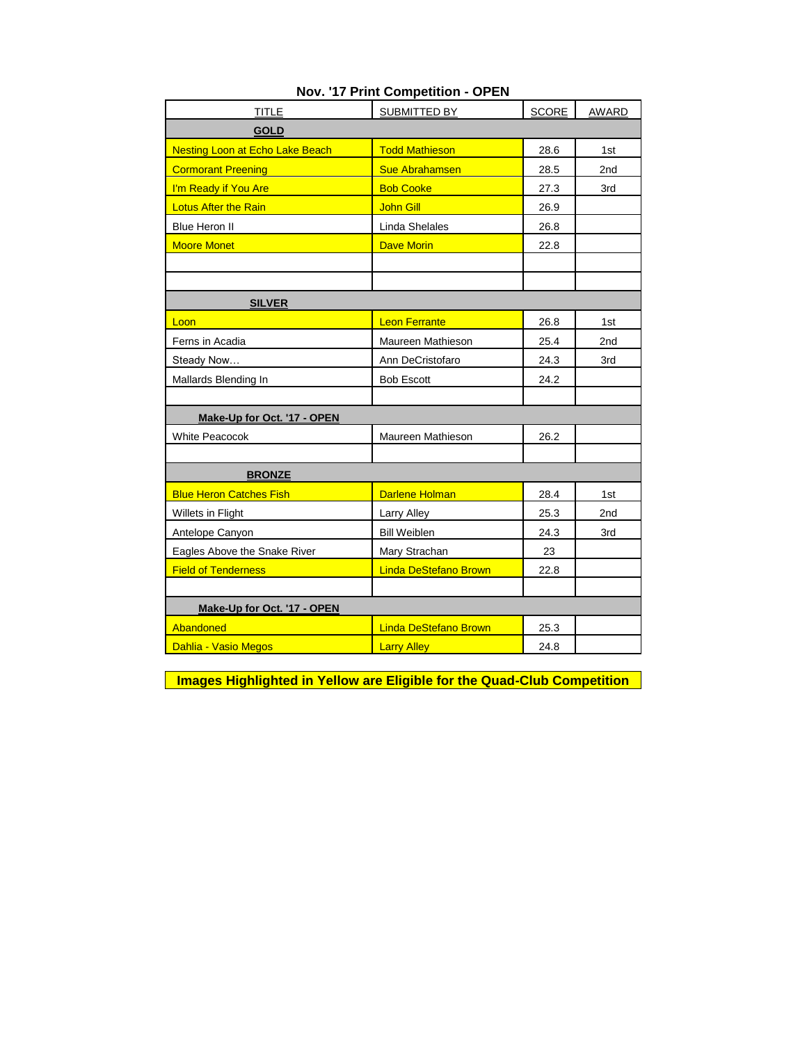### Nov. '17 Print Competition - OPEN

| TITLE | SUBMITTED BY | SCORE | AWARD |
|---|---|---|---|
| **GOLD** | | | |
| Nesting Loon at Echo Lake Beach | Todd Mathieson | 28.6 | 1st |
| Cormorant Preening | Sue Abrahamsen | 28.5 | 2nd |
| I'm Ready if You Are | Bob Cooke | 27.3 | 3rd |
| Lotus After the Rain | John Gill | 26.9 | |
| Blue Heron II | Linda Shelales | 26.8 | |
| Moore Monet | Dave Morin | 22.8 | |
| | | | |
| | | | |
| **SILVER** | | | |
| Loon | Leon Ferrante | 26.8 | 1st |
| Ferns in Acadia | Maureen Mathieson | 25.4 | 2nd |
| Steady Now… | Ann DeCristofaro | 24.3 | 3rd |
| Mallards Blending In | Bob Escott | 24.2 | |
| | | | |
| **Make-Up for Oct. '17 - OPEN** | | | |
| White Peacocok | Maureen Mathieson | 26.2 | |
| | | | |
| **BRONZE** | | | |
| Blue Heron Catches Fish | Darlene Holman | 28.4 | 1st |
| Willets in Flight | Larry Alley | 25.3 | 2nd |
| Antelope Canyon | Bill Weiblen | 24.3 | 3rd |
| Eagles Above the Snake River | Mary Strachan | 23 | |
| Field of Tenderness | Linda DeStefano Brown | 22.8 | |
| | | | |
| **Make-Up for Oct. '17 - OPEN** | | | |
| Abandoned | Linda DeStefano Brown | 25.3 | |
| Dahlia - Vasio Megos | Larry Alley | 24.8 | |

**Images Highlighted in Yellow are Eligible for the Quad-Club Competition**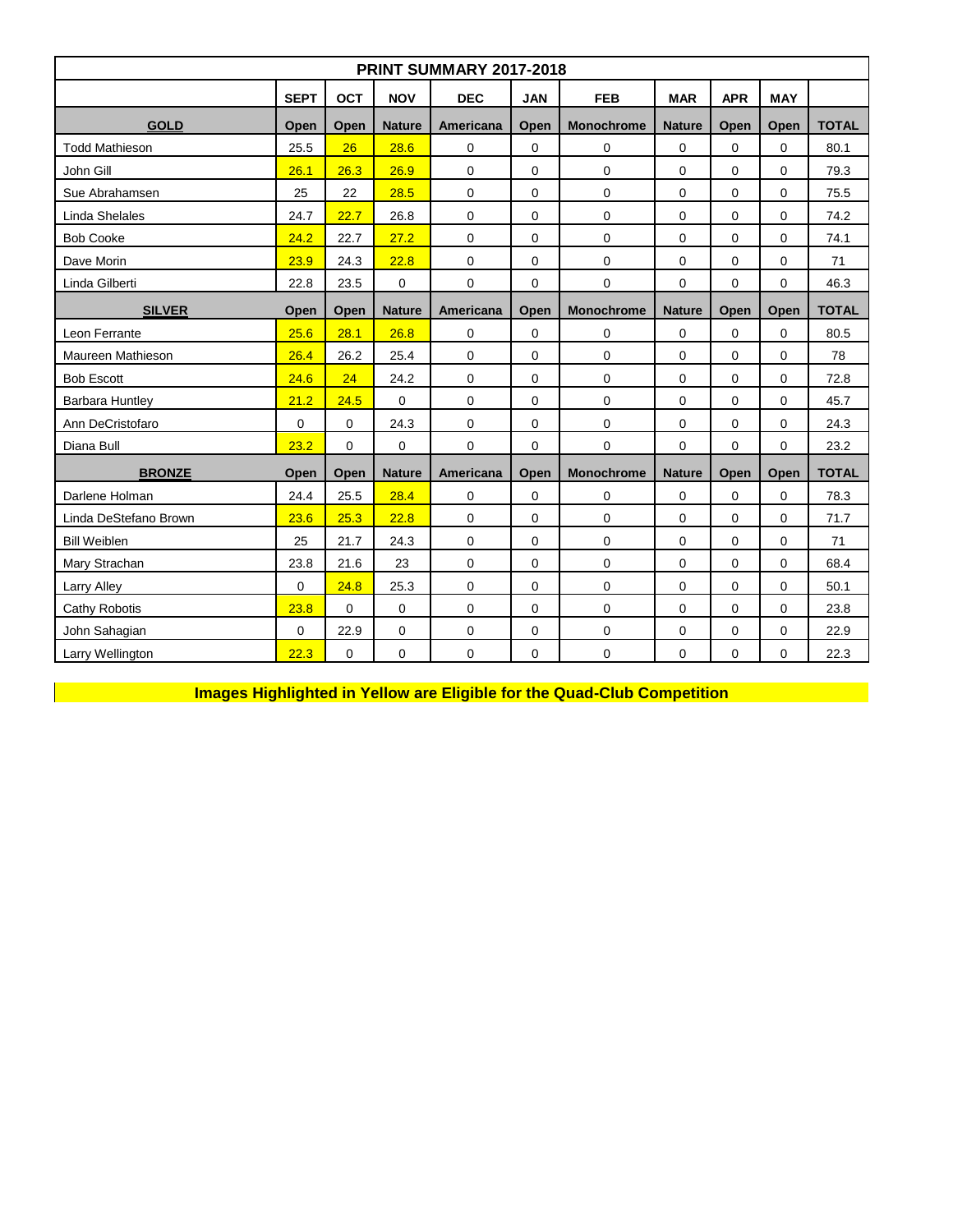# PRINT SUMMARY 2017-2018

| | SEPT | OCT | NOV | DEC | JAN | FEB | MAR | APR | MAY | |
|---|---|---|---|---|---|---|---|---|---|---|
| **GOLD** | **Open** | **Open** | **Nature** | **Americana** | **Open** | **Monochrome** | **Nature** | **Open** | **Open** | **TOTAL** |
| Todd Mathieson | 25.5 | 26 | 28.6 | 0 | 0 | 0 | 0 | 0 | 0 | 80.1 |
| John Gill | 26.1 | 26.3 | 26.9 | 0 | 0 | 0 | 0 | 0 | 0 | 79.3 |
| Sue Abrahamsen | 25 | 22 | 28.5 | 0 | 0 | 0 | 0 | 0 | 0 | 75.5 |
| Linda Shelales | 24.7 | 22.7 | 26.8 | 0 | 0 | 0 | 0 | 0 | 0 | 74.2 |
| Bob Cooke | 24.2 | 22.7 | 27.2 | 0 | 0 | 0 | 0 | 0 | 0 | 74.1 |
| Dave Morin | 23.9 | 24.3 | 22.8 | 0 | 0 | 0 | 0 | 0 | 0 | 71 |
| Linda Gilberti | 22.8 | 23.5 | 0 | 0 | 0 | 0 | 0 | 0 | 0 | 46.3 |
| **SILVER** | **Open** | **Open** | **Nature** | **Americana** | **Open** | **Monochrome** | **Nature** | **Open** | **Open** | **TOTAL** |
| Leon Ferrante | 25.6 | 28.1 | 26.8 | 0 | 0 | 0 | 0 | 0 | 0 | 80.5 |
| Maureen Mathieson | 26.4 | 26.2 | 25.4 | 0 | 0 | 0 | 0 | 0 | 0 | 78 |
| Bob Escott | 24.6 | 24 | 24.2 | 0 | 0 | 0 | 0 | 0 | 0 | 72.8 |
| Barbara Huntley | 21.2 | 24.5 | 0 | 0 | 0 | 0 | 0 | 0 | 0 | 45.7 |
| Ann DeCristofaro | 0 | 0 | 24.3 | 0 | 0 | 0 | 0 | 0 | 0 | 24.3 |
| Diana Bull | 23.2 | 0 | 0 | 0 | 0 | 0 | 0 | 0 | 0 | 23.2 |
| **BRONZE** | **Open** | **Open** | **Nature** | **Americana** | **Open** | **Monochrome** | **Nature** | **Open** | **Open** | **TOTAL** |
| Darlene Holman | 24.4 | 25.5 | 28.4 | 0 | 0 | 0 | 0 | 0 | 0 | 78.3 |
| Linda DeStefano Brown | 23.6 | 25.3 | 22.8 | 0 | 0 | 0 | 0 | 0 | 0 | 71.7 |
| Bill Weiblen | 25 | 21.7 | 24.3 | 0 | 0 | 0 | 0 | 0 | 0 | 71 |
| Mary Strachan | 23.8 | 21.6 | 23 | 0 | 0 | 0 | 0 | 0 | 0 | 68.4 |
| Larry Alley | 0 | 24.8 | 25.3 | 0 | 0 | 0 | 0 | 0 | 0 | 50.1 |
| Cathy Robotis | 23.8 | 0 | 0 | 0 | 0 | 0 | 0 | 0 | 0 | 23.8 |
| John Sahagian | 0 | 22.9 | 0 | 0 | 0 | 0 | 0 | 0 | 0 | 22.9 |
| Larry Wellington | 22.3 | 0 | 0 | 0 | 0 | 0 | 0 | 0 | 0 | 22.3 |

**Images Highlighted in Yellow are Eligible for the Quad-Club Competition**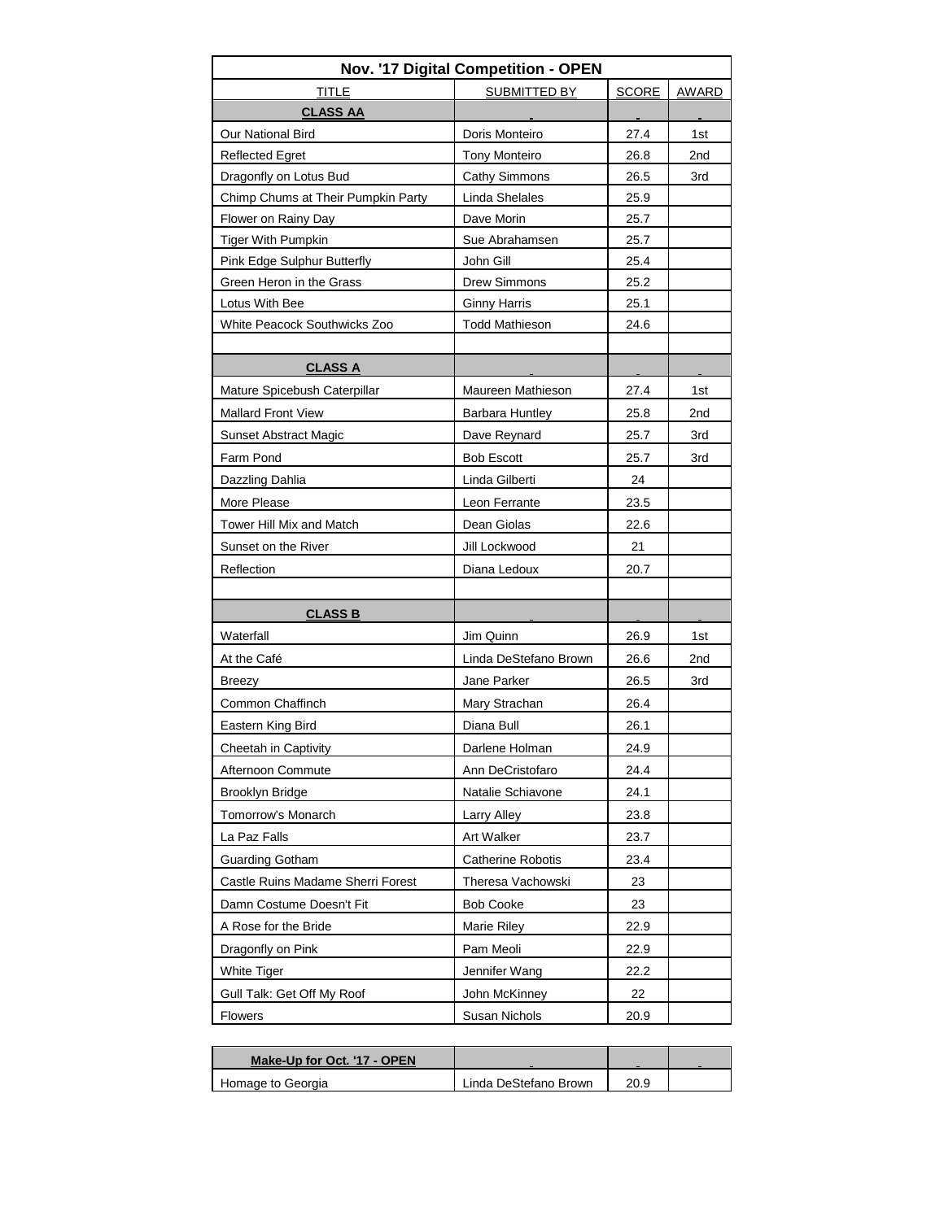| Nov. '17 Digital Competition - OPEN | | | |
|---|---|---|---|
| TITLE | SUBMITTED BY | SCORE | AWARD |
| **CLASS AA** | | | |
| Our National Bird | Doris Monteiro | 27.4 | 1st |
| Reflected Egret | Tony Monteiro | 26.8 | 2nd |
| Dragonfly on Lotus Bud | Cathy Simmons | 26.5 | 3rd |
| Chimp Chums at Their Pumpkin Party | Linda Shelales | 25.9 | |
| Flower on Rainy Day | Dave Morin | 25.7 | |
| Tiger With Pumpkin | Sue Abrahamsen | 25.7 | |
| Pink Edge Sulphur Butterfly | John Gill | 25.4 | |
| Green Heron in the Grass | Drew Simmons | 25.2 | |
| Lotus With Bee | Ginny Harris | 25.1 | |
| White Peacock Southwicks Zoo | Todd Mathieson | 24.6 | |
| | | | |
| **CLASS A** | | | |
| Mature Spicebush Caterpillar | Maureen Mathieson | 27.4 | 1st |
| Mallard Front View | Barbara Huntley | 25.8 | 2nd |
| Sunset Abstract Magic | Dave Reynard | 25.7 | 3rd |
| Farm Pond | Bob Escott | 25.7 | 3rd |
| Dazzling Dahlia | Linda Gilberti | 24 | |
| More Please | Leon Ferrante | 23.5 | |
| Tower Hill Mix and Match | Dean Giolas | 22.6 | |
| Sunset on the River | Jill Lockwood | 21 | |
| Reflection | Diana Ledoux | 20.7 | |
| | | | |
| **CLASS B** | | | |
| Waterfall | Jim Quinn | 26.9 | 1st |
| At the Café | Linda DeStefano Brown | 26.6 | 2nd |
| Breezy | Jane Parker | 26.5 | 3rd |
| Common Chaffinch | Mary Strachan | 26.4 | |
| Eastern King Bird | Diana Bull | 26.1 | |
| Cheetah in Captivity | Darlene Holman | 24.9 | |
| Afternoon Commute | Ann DeCristofaro | 24.4 | |
| Brooklyn Bridge | Natalie Schiavone | 24.1 | |
| Tomorrow's Monarch | Larry Alley | 23.8 | |
| La Paz Falls | Art Walker | 23.7 | |
| Guarding Gotham | Catherine Robotis | 23.4 | |
| Castle Ruins Madame Sherri Forest | Theresa Vachowski | 23 | |
| Damn Costume Doesn't Fit | Bob Cooke | 23 | |
| A Rose for the Bride | Marie Riley | 22.9 | |
| Dragonfly on Pink | Pam Meoli | 22.9 | |
| White Tiger | Jennifer Wang | 22.2 | |
| Gull Talk: Get Off My Roof | John McKinney | 22 | |
| Flowers | Susan Nichols | 20.9 | |

| **Make-Up for Oct. '17 - OPEN** | | | |
|---|---|---|---|
| Homage to Georgia | Linda DeStefano Brown | 20.9 | |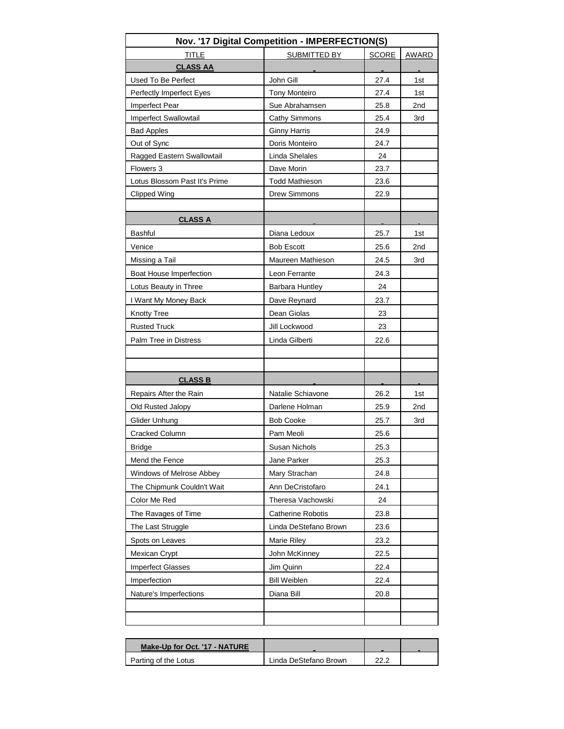| Nov. '17 Digital Competition - IMPERFECTION(S) | | | |
|---|---|---|---|
| TITLE | SUBMITTED BY | SCORE | AWARD |
| **CLASS AA** | | | |
| Used To Be Perfect | John Gill | 27.4 | 1st |
| Perfectly Imperfect Eyes | Tony Monteiro | 27.4 | 1st |
| Imperfect Pear | Sue Abrahamsen | 25.8 | 2nd |
| Imperfect Swallowtail | Cathy Simmons | 25.4 | 3rd |
| Bad Apples | Ginny Harris | 24.9 | |
| Out of Sync | Doris Monteiro | 24.7 | |
| Ragged Eastern Swallowtail | Linda Shelales | 24 | |
| Flowers 3 | Dave Morin | 23.7 | |
| Lotus Blossom Past It's Prime | Todd Mathieson | 23.6 | |
| Clipped Wing | Drew Simmons | 22.9 | |
| | | | |
| **CLASS A** | | | |
| Bashful | Diana Ledoux | 25.7 | 1st |
| Venice | Bob Escott | 25.6 | 2nd |
| Missing a Tail | Maureen Mathieson | 24.5 | 3rd |
| Boat House Imperfection | Leon Ferrante | 24.3 | |
| Lotus Beauty in Three | Barbara Huntley | 24 | |
| I Want My Money Back | Dave Reynard | 23.7 | |
| Knotty Tree | Dean Giolas | 23 | |
| Rusted Truck | Jill Lockwood | 23 | |
| Palm Tree in Distress | Linda Gilberti | 22.6 | |
| | | | |
| | | | |
| **CLASS B** | | | |
| Repairs After the Rain | Natalie Schiavone | 26.2 | 1st |
| Old Rusted Jalopy | Darlene Holman | 25.9 | 2nd |
| Glider Unhung | Bob Cooke | 25.7 | 3rd |
| Cracked Column | Pam Meoli | 25.6 | |
| Bridge | Susan Nichols | 25.3 | |
| Mend the Fence | Jane Parker | 25.3 | |
| Windows of Melrose Abbey | Mary Strachan | 24.8 | |
| The Chipmunk Couldn't Wait | Ann DeCristofaro | 24.1 | |
| Color Me Red | Theresa Vachowski | 24 | |
| The Ravages of Time | Catherine Robotis | 23.8 | |
| The Last Struggle | Linda DeStefano Brown | 23.6 | |
| Spots on Leaves | Marie Riley | 23.2 | |
| Mexican Crypt | John McKinney | 22.5 | |
| Imperfect Glasses | Jim Quinn | 22.4 | |
| Imperfection | Bill Weiblen | 22.4 | |
| Nature's Imperfections | Diana Bill | 20.8 | |
| | | | |
| | | | |

| **Make-Up for Oct. '17 - NATURE** | | | |
|---|---|---|---|
| Parting of the Lotus | Linda DeStefano Brown | 22.2 | |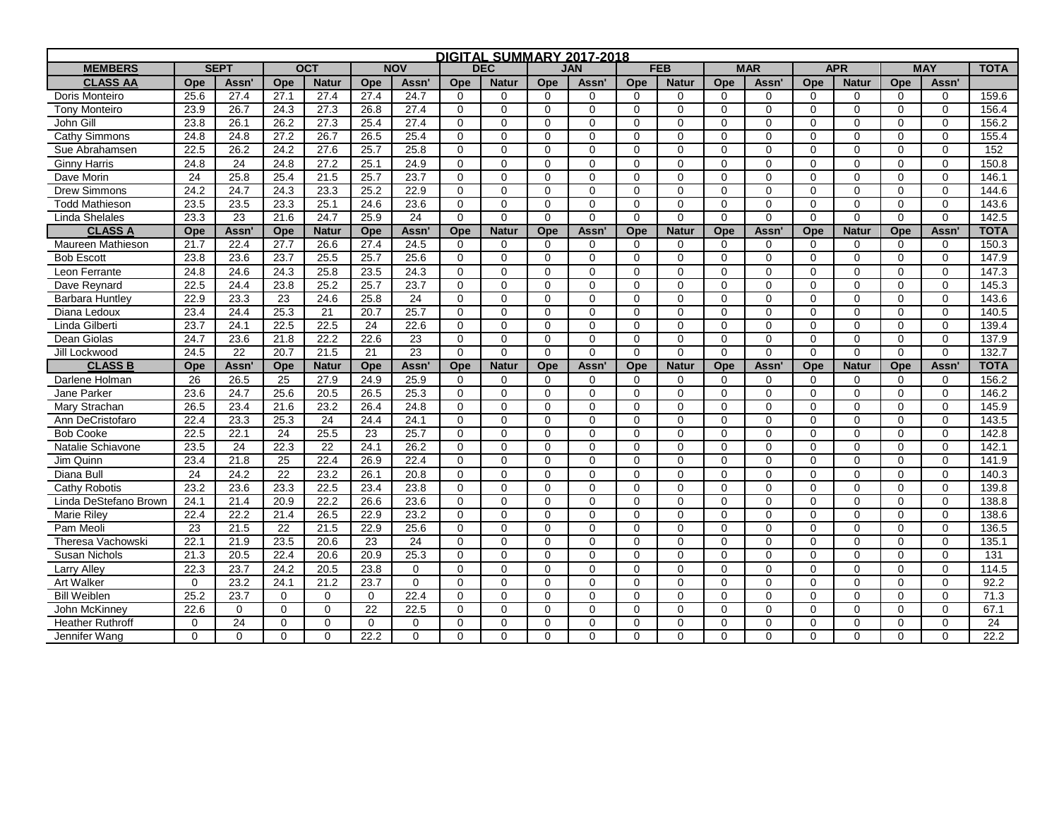| DIGITAL SUMMARY 2017-2018 | | | | | | | | | | | | | | | | | | | | |
|---|---|---|---|---|---|---|---|---|---|---|---|---|---|---|---|---|---|---|---|---|
| **MEMBERS** | **SEPT** | | **OCT** | | **NOV** | | **DEC** | | **JAN** | | **FEB** | | **MAR** | | **APR** | | **MAY** | | **TOTA** |
| **CLASS AA** | **Ope** | **Assn'** | **Ope** | **Natur** | **Ope** | **Assn'** | **Ope** | **Natur** | **Ope** | **Assn'** | **Ope** | **Natur** | **Ope** | **Assn'** | **Ope** | **Natur** | **Ope** | **Assn'** | |
| Doris Monteiro | 25.6 | 27.4 | 27.1 | 27.4 | 27.4 | 24.7 | 0 | 0 | 0 | 0 | 0 | 0 | 0 | 0 | 0 | 0 | 0 | 0 | 159.6 |
| Tony Monteiro | 23.9 | 26.7 | 24.3 | 27.3 | 26.8 | 27.4 | 0 | 0 | 0 | 0 | 0 | 0 | 0 | 0 | 0 | 0 | 0 | 0 | 156.4 |
| John Gill | 23.8 | 26.1 | 26.2 | 27.3 | 25.4 | 27.4 | 0 | 0 | 0 | 0 | 0 | 0 | 0 | 0 | 0 | 0 | 0 | 0 | 156.2 |
| Cathy Simmons | 24.8 | 24.8 | 27.2 | 26.7 | 26.5 | 25.4 | 0 | 0 | 0 | 0 | 0 | 0 | 0 | 0 | 0 | 0 | 0 | 0 | 155.4 |
| Sue Abrahamsen | 22.5 | 26.2 | 24.2 | 27.6 | 25.7 | 25.8 | 0 | 0 | 0 | 0 | 0 | 0 | 0 | 0 | 0 | 0 | 0 | 0 | 152 |
| Ginny Harris | 24.8 | 24 | 24.8 | 27.2 | 25.1 | 24.9 | 0 | 0 | 0 | 0 | 0 | 0 | 0 | 0 | 0 | 0 | 0 | 0 | 150.8 |
| Dave Morin | 24 | 25.8 | 25.4 | 21.5 | 25.7 | 23.7 | 0 | 0 | 0 | 0 | 0 | 0 | 0 | 0 | 0 | 0 | 0 | 0 | 146.1 |
| Drew Simmons | 24.2 | 24.7 | 24.3 | 23.3 | 25.2 | 22.9 | 0 | 0 | 0 | 0 | 0 | 0 | 0 | 0 | 0 | 0 | 0 | 0 | 144.6 |
| Todd Mathieson | 23.5 | 23.5 | 23.3 | 25.1 | 24.6 | 23.6 | 0 | 0 | 0 | 0 | 0 | 0 | 0 | 0 | 0 | 0 | 0 | 0 | 143.6 |
| Linda Shelales | 23.3 | 23 | 21.6 | 24.7 | 25.9 | 24 | 0 | 0 | 0 | 0 | 0 | 0 | 0 | 0 | 0 | 0 | 0 | 0 | 142.5 |
| **CLASS A** | **Ope** | **Assn'** | **Ope** | **Natur** | **Ope** | **Assn'** | **Ope** | **Natur** | **Ope** | **Assn'** | **Ope** | **Natur** | **Ope** | **Assn'** | **Ope** | **Natur** | **Ope** | **Assn'** | **TOTA** |
| Maureen Mathieson | 21.7 | 22.4 | 27.7 | 26.6 | 27.4 | 24.5 | 0 | 0 | 0 | 0 | 0 | 0 | 0 | 0 | 0 | 0 | 0 | 0 | 150.3 |
| Bob Escott | 23.8 | 23.6 | 23.7 | 25.5 | 25.7 | 25.6 | 0 | 0 | 0 | 0 | 0 | 0 | 0 | 0 | 0 | 0 | 0 | 0 | 147.9 |
| Leon Ferrante | 24.8 | 24.6 | 24.3 | 25.8 | 23.5 | 24.3 | 0 | 0 | 0 | 0 | 0 | 0 | 0 | 0 | 0 | 0 | 0 | 0 | 147.3 |
| Dave Reynard | 22.5 | 24.4 | 23.8 | 25.2 | 25.7 | 23.7 | 0 | 0 | 0 | 0 | 0 | 0 | 0 | 0 | 0 | 0 | 0 | 0 | 145.3 |
| Barbara Huntley | 22.9 | 23.3 | 23 | 24.6 | 25.8 | 24 | 0 | 0 | 0 | 0 | 0 | 0 | 0 | 0 | 0 | 0 | 0 | 0 | 143.6 |
| Diana Ledoux | 23.4 | 24.4 | 25.3 | 21 | 20.7 | 25.7 | 0 | 0 | 0 | 0 | 0 | 0 | 0 | 0 | 0 | 0 | 0 | 0 | 140.5 |
| Linda Gilberti | 23.7 | 24.1 | 22.5 | 22.5 | 24 | 22.6 | 0 | 0 | 0 | 0 | 0 | 0 | 0 | 0 | 0 | 0 | 0 | 0 | 139.4 |
| Dean Giolas | 24.7 | 23.6 | 21.8 | 22.2 | 22.6 | 23 | 0 | 0 | 0 | 0 | 0 | 0 | 0 | 0 | 0 | 0 | 0 | 0 | 137.9 |
| Jill Lockwood | 24.5 | 22 | 20.7 | 21.5 | 21 | 23 | 0 | 0 | 0 | 0 | 0 | 0 | 0 | 0 | 0 | 0 | 0 | 0 | 132.7 |
| **CLASS B** | **Ope** | **Assn'** | **Ope** | **Natur** | **Ope** | **Assn'** | **Ope** | **Natur** | **Ope** | **Assn'** | **Ope** | **Natur** | **Ope** | **Assn'** | **Ope** | **Natur** | **Ope** | **Assn'** | **TOTA** |
| Darlene Holman | 26 | 26.5 | 25 | 27.9 | 24.9 | 25.9 | 0 | 0 | 0 | 0 | 0 | 0 | 0 | 0 | 0 | 0 | 0 | 0 | 156.2 |
| Jane Parker | 23.6 | 24.7 | 25.6 | 20.5 | 26.5 | 25.3 | 0 | 0 | 0 | 0 | 0 | 0 | 0 | 0 | 0 | 0 | 0 | 0 | 146.2 |
| Mary Strachan | 26.5 | 23.4 | 21.6 | 23.2 | 26.4 | 24.8 | 0 | 0 | 0 | 0 | 0 | 0 | 0 | 0 | 0 | 0 | 0 | 0 | 145.9 |
| Ann DeCristofaro | 22.4 | 23.3 | 25.3 | 24 | 24.4 | 24.1 | 0 | 0 | 0 | 0 | 0 | 0 | 0 | 0 | 0 | 0 | 0 | 0 | 143.5 |
| Bob Cooke | 22.5 | 22.1 | 24 | 25.5 | 23 | 25.7 | 0 | 0 | 0 | 0 | 0 | 0 | 0 | 0 | 0 | 0 | 0 | 0 | 142.8 |
| Natalie Schiavone | 23.5 | 24 | 22.3 | 22 | 24.1 | 26.2 | 0 | 0 | 0 | 0 | 0 | 0 | 0 | 0 | 0 | 0 | 0 | 0 | 142.1 |
| Jim Quinn | 23.4 | 21.8 | 25 | 22.4 | 26.9 | 22.4 | 0 | 0 | 0 | 0 | 0 | 0 | 0 | 0 | 0 | 0 | 0 | 0 | 141.9 |
| Diana Bull | 24 | 24.2 | 22 | 23.2 | 26.1 | 20.8 | 0 | 0 | 0 | 0 | 0 | 0 | 0 | 0 | 0 | 0 | 0 | 0 | 140.3 |
| Cathy Robotis | 23.2 | 23.6 | 23.3 | 22.5 | 23.4 | 23.8 | 0 | 0 | 0 | 0 | 0 | 0 | 0 | 0 | 0 | 0 | 0 | 0 | 139.8 |
| Linda DeStefano Brown | 24.1 | 21.4 | 20.9 | 22.2 | 26.6 | 23.6 | 0 | 0 | 0 | 0 | 0 | 0 | 0 | 0 | 0 | 0 | 0 | 0 | 138.8 |
| Marie Riley | 22.4 | 22.2 | 21.4 | 26.5 | 22.9 | 23.2 | 0 | 0 | 0 | 0 | 0 | 0 | 0 | 0 | 0 | 0 | 0 | 0 | 138.6 |
| Pam Meoli | 23 | 21.5 | 22 | 21.5 | 22.9 | 25.6 | 0 | 0 | 0 | 0 | 0 | 0 | 0 | 0 | 0 | 0 | 0 | 0 | 136.5 |
| Theresa Vachowski | 22.1 | 21.9 | 23.5 | 20.6 | 23 | 24 | 0 | 0 | 0 | 0 | 0 | 0 | 0 | 0 | 0 | 0 | 0 | 0 | 135.1 |
| Susan Nichols | 21.3 | 20.5 | 22.4 | 20.6 | 20.9 | 25.3 | 0 | 0 | 0 | 0 | 0 | 0 | 0 | 0 | 0 | 0 | 0 | 0 | 131 |
| Larry Alley | 22.3 | 23.7 | 24.2 | 20.5 | 23.8 | 0 | 0 | 0 | 0 | 0 | 0 | 0 | 0 | 0 | 0 | 0 | 0 | 0 | 114.5 |
| Art Walker | 0 | 23.2 | 24.1 | 21.2 | 23.7 | 0 | 0 | 0 | 0 | 0 | 0 | 0 | 0 | 0 | 0 | 0 | 0 | 0 | 92.2 |
| Bill Weiblen | 25.2 | 23.7 | 0 | 0 | 0 | 22.4 | 0 | 0 | 0 | 0 | 0 | 0 | 0 | 0 | 0 | 0 | 0 | 0 | 71.3 |
| John McKinney | 22.6 | 0 | 0 | 0 | 22 | 22.5 | 0 | 0 | 0 | 0 | 0 | 0 | 0 | 0 | 0 | 0 | 0 | 0 | 67.1 |
| Heather Ruthroff | 0 | 24 | 0 | 0 | 0 | 0 | 0 | 0 | 0 | 0 | 0 | 0 | 0 | 0 | 0 | 0 | 0 | 0 | 24 |
| Jennifer Wang | 0 | 0 | 0 | 0 | 22.2 | 0 | 0 | 0 | 0 | 0 | 0 | 0 | 0 | 0 | 0 | 0 | 0 | 0 | 22.2 |